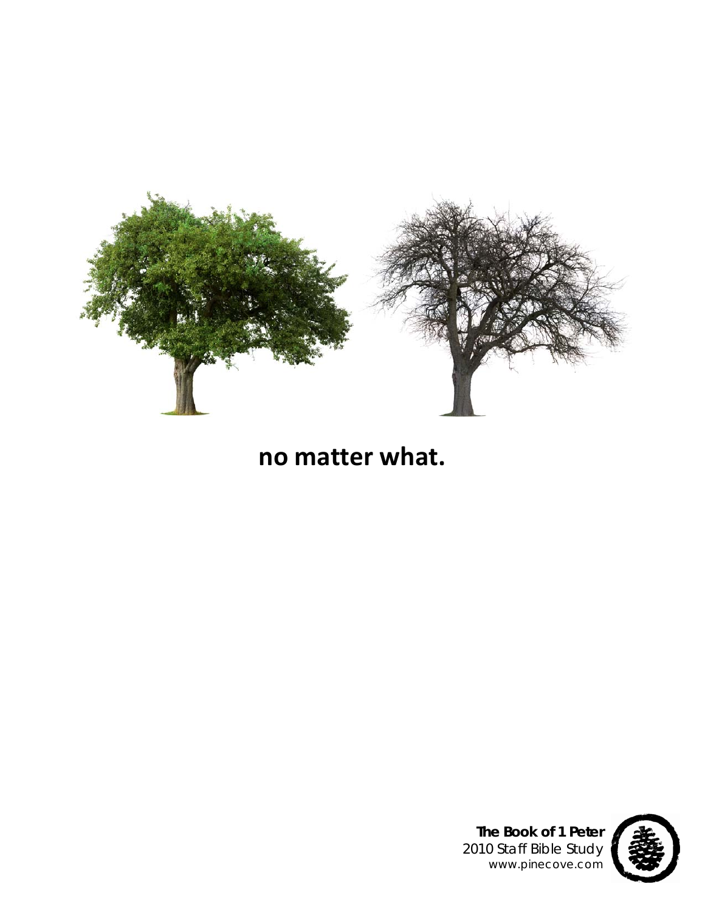# no matter what.

**The Book of 1 Peter**
2010 Staff Bible Study
www.pinecove.com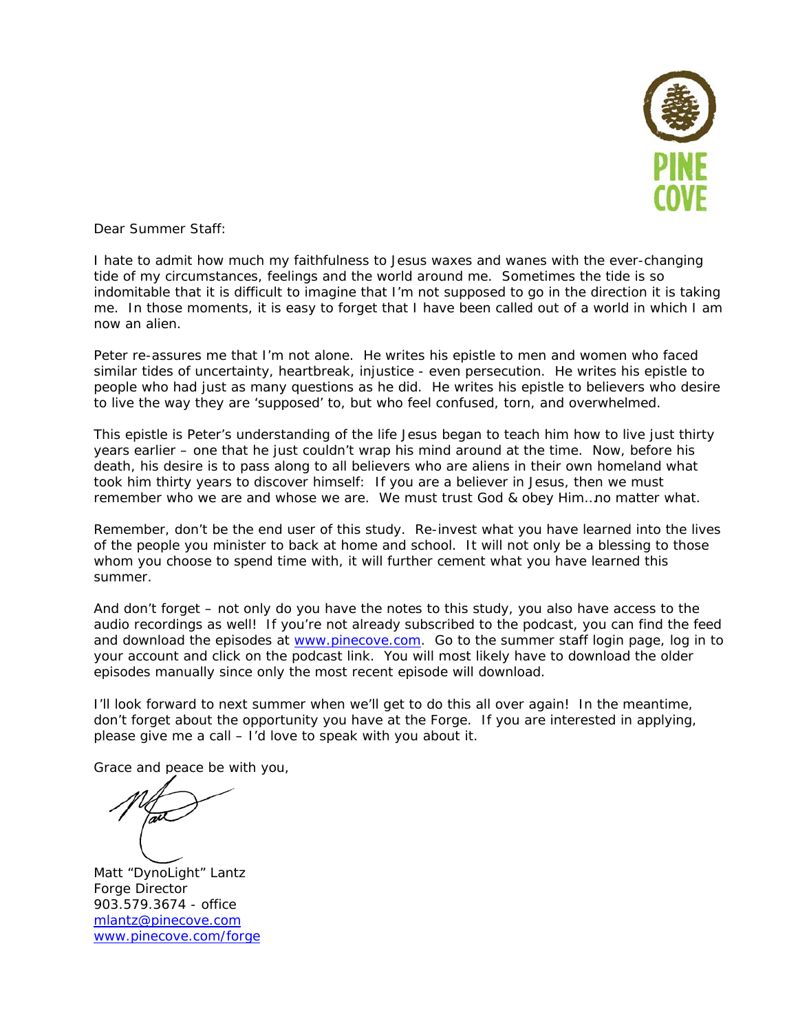PINE COVE

Dear Summer Staff:

I hate to admit how much my faithfulness to Jesus waxes and wanes with the ever-changing tide of my circumstances, feelings and the world around me. Sometimes the tide is so indomitable that it is difficult to imagine that I'm not supposed to go in the direction it is taking me. In those moments, it is easy to forget that I have been called out of a world in which I am now an alien.

Peter re-assures me that I'm not alone. He writes his epistle to men and women who faced similar tides of uncertainty, heartbreak, injustice - even persecution. He writes his epistle to people who had just as many questions as he did. He writes his epistle to believers who desire to live the way they are 'supposed' to, but who feel confused, torn, and overwhelmed.

This epistle is Peter's understanding of the life Jesus began to teach him how to live just thirty years earlier – one that he just couldn't wrap his mind around at the time. Now, before his death, his desire is to pass along to all believers who are aliens in their own homeland what took him thirty years to discover himself: If you are a believer in Jesus, then we must remember who we are and whose we are. We must trust God & obey Him…no matter what.

Remember, don't be the end user of this study. Re-invest what you have learned into the lives of the people you minister to back at home and school. It will not only be a blessing to those whom you choose to spend time with, it will further cement what you have learned this summer.

And don't forget – not only do you have the notes to this study, you also have access to the audio recordings as well! If you're not already subscribed to the podcast, you can find the feed and download the episodes at [www.pinecove.com](http://www.pinecove.com). Go to the summer staff login page, log in to your account and click on the podcast link. You will most likely have to download the older episodes manually since only the most recent episode will download.

I'll look forward to next summer when we'll get to do this all over again! In the meantime, don't forget about the opportunity you have at the Forge. If you are interested in applying, please give me a call – I'd love to speak with you about it.

Grace and peace be with you,

Matt "DynoLight" Lantz
Forge Director
903.579.3674 - office
[mlantz@pinecove.com](mailto:mlantz@pinecove.com)
[www.pinecove.com/forge](http://www.pinecove.com/forge)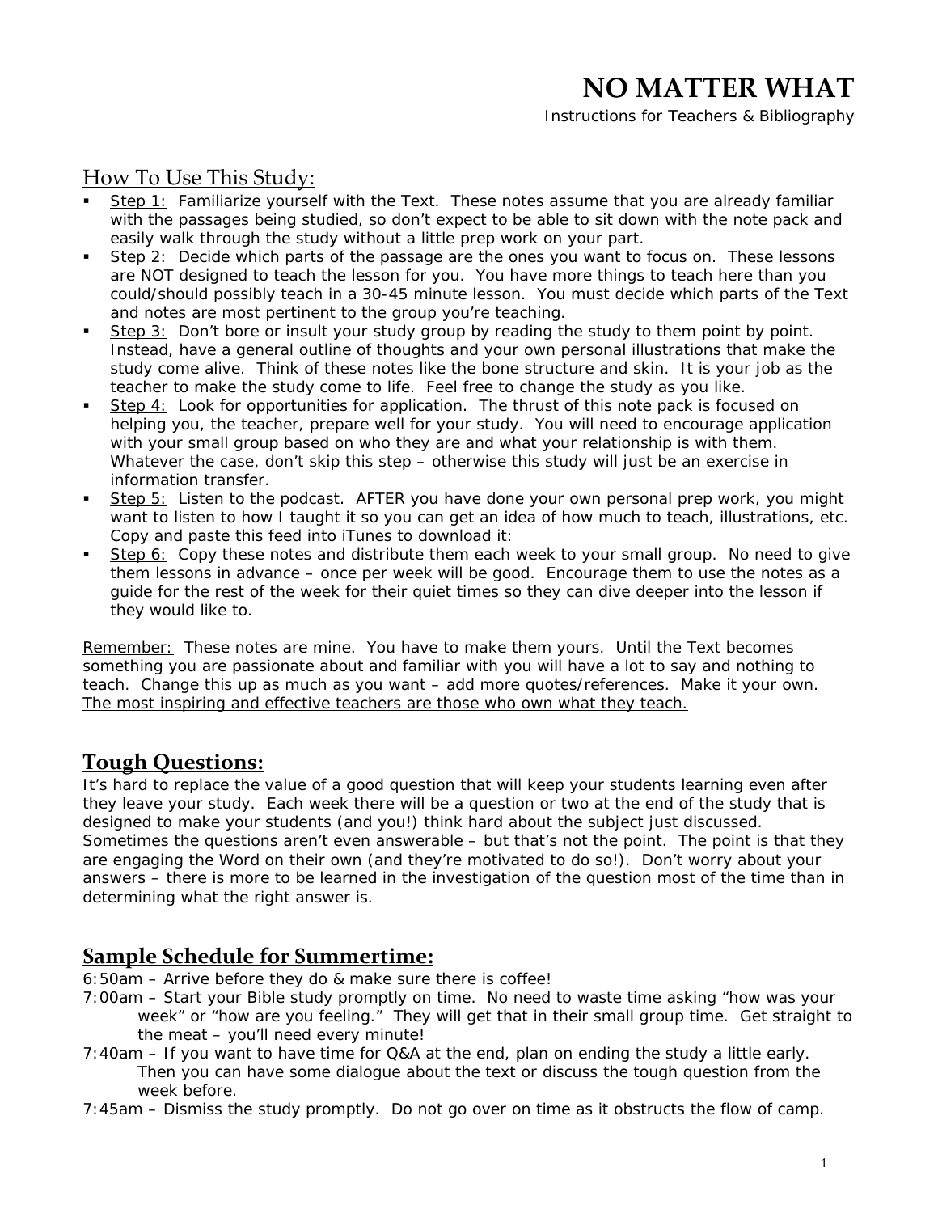# NO MATTER WHAT

Instructions for Teachers & Bibliography

## How To Use This Study:

- Step 1: Familiarize yourself with the Text. These notes assume that you are already familiar with the passages being studied, so don't expect to be able to sit down with the note pack and easily walk through the study without a little prep work on your part.
- Step 2: Decide which parts of the passage are the ones you want to focus on. These lessons are NOT designed to teach the lesson for you. You have more things to teach here than you could/should possibly teach in a 30-45 minute lesson. You must decide which parts of the Text and notes are most pertinent to the group you're teaching.
- Step 3: Don't bore or insult your study group by reading the study to them point by point. Instead, have a general outline of thoughts and your own personal illustrations that make the study come alive. Think of these notes like the bone structure and skin. It is your job as the teacher to make the study come to life. Feel free to change the study as you like.
- Step 4: Look for opportunities for application. The thrust of this note pack is focused on helping you, the teacher, prepare well for your study. You will need to encourage application with your small group based on who they are and what your relationship is with them. Whatever the case, don't skip this step – otherwise this study will just be an exercise in information transfer.
- Step 5: Listen to the podcast. AFTER you have done your own personal prep work, you might want to listen to how I taught it so you can get an idea of how much to teach, illustrations, etc. Copy and paste this feed into iTunes to download it:
- Step 6: Copy these notes and distribute them each week to your small group. No need to give them lessons in advance – once per week will be good. Encourage them to use the notes as a guide for the rest of the week for their quiet times so they can dive deeper into the lesson if they would like to.

Remember: These notes are mine. You have to make them yours. Until the Text becomes something you are passionate about and familiar with you will have a lot to say and nothing to teach. Change this up as much as you want – add more quotes/references. Make it your own. The most inspiring and effective teachers are those who own what they teach.

## Tough Questions:

It's hard to replace the value of a good question that will keep your students learning even after they leave your study. Each week there will be a question or two at the end of the study that is designed to make your students (and you!) think hard about the subject just discussed. Sometimes the questions aren't even answerable – but that's not the point. The point is that they are engaging the Word on their own (and they're motivated to do so!). Don't worry about your answers – there is more to be learned in the investigation of the question most of the time than in determining what the right answer is.

## Sample Schedule for Summertime:

6:50am – Arrive before they do & make sure there is coffee!

7:00am – Start your Bible study promptly on time. No need to waste time asking "how was your week" or "how are you feeling." They will get that in their small group time. Get straight to the meat – you'll need every minute!

7:40am – If you want to have time for Q&A at the end, plan on ending the study a little early. Then you can have some dialogue about the text or discuss the tough question from the week before.

7:45am – Dismiss the study promptly. Do not go over on time as it obstructs the flow of camp.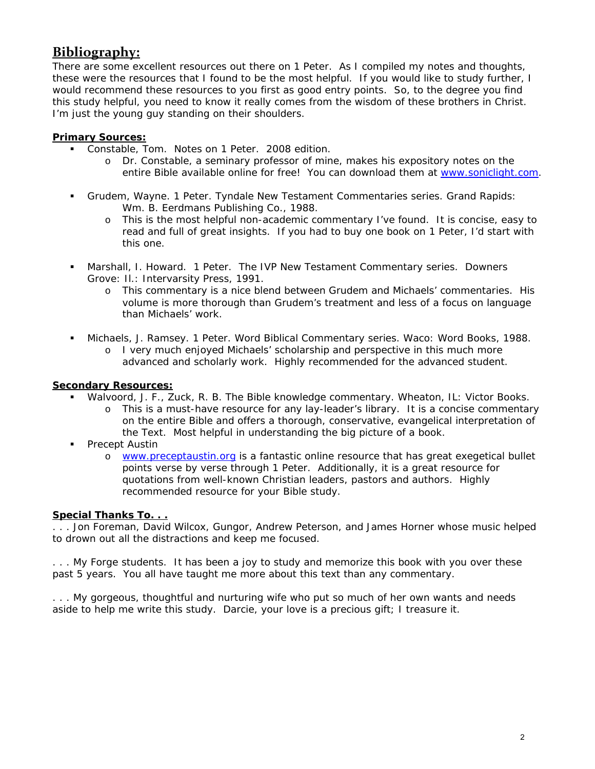## Bibliography:

There are some excellent resources out there on 1 Peter. As I compiled my notes and thoughts, these were the resources that I found to be the most helpful. If you would like to study further, I would recommend these resources to you first as good entry points. So, to the degree you find this study helpful, you need to know it really comes from the wisdom of these brothers in Christ. I'm just the young guy standing on their shoulders.

**Primary Sources:**

- Constable, Tom. Notes on 1 Peter. 2008 edition.
  - Dr. Constable, a seminary professor of mine, makes his expository notes on the entire Bible available online for free! You can download them at [www.soniclight.com](http://www.soniclight.com).
- Grudem, Wayne. 1 Peter. Tyndale New Testament Commentaries series. Grand Rapids: Wm. B. Eerdmans Publishing Co., 1988.
  - This is the most helpful non-academic commentary I've found. It is concise, easy to read and full of great insights. If you had to buy one book on 1 Peter, I'd start with this one.
- Marshall, I. Howard. 1 Peter. The IVP New Testament Commentary series. Downers Grove: Il.: Intervarsity Press, 1991.
  - This commentary is a nice blend between Grudem and Michaels' commentaries. His volume is more thorough than Grudem's treatment and less of a focus on language than Michaels' work.
- Michaels, J. Ramsey. 1 Peter. Word Biblical Commentary series. Waco: Word Books, 1988.
  - I very much enjoyed Michaels' scholarship and perspective in this much more advanced and scholarly work. Highly recommended for the advanced student.

**Secondary Resources:**

- Walvoord, J. F., Zuck, R. B. The Bible knowledge commentary. Wheaton, IL: Victor Books.
  - This is a must-have resource for any lay-leader's library. It is a concise commentary on the entire Bible and offers a thorough, conservative, evangelical interpretation of the Text. Most helpful in understanding the big picture of a book.
- Precept Austin
  - [www.preceptaustin.org](http://www.preceptaustin.org) is a fantastic online resource that has great exegetical bullet points verse by verse through 1 Peter. Additionally, it is a great resource for quotations from well-known Christian leaders, pastors and authors. Highly recommended resource for your Bible study.

**Special Thanks To. . .**

. . . Jon Foreman, David Wilcox, Gungor, Andrew Peterson, and James Horner whose music helped to drown out all the distractions and keep me focused.

. . . My Forge students. It has been a joy to study and memorize this book with you over these past 5 years. You all have taught me more about this text than any commentary.

. . . My gorgeous, thoughtful and nurturing wife who put so much of her own wants and needs aside to help me write this study. Darcie, your love is a precious gift; I treasure it.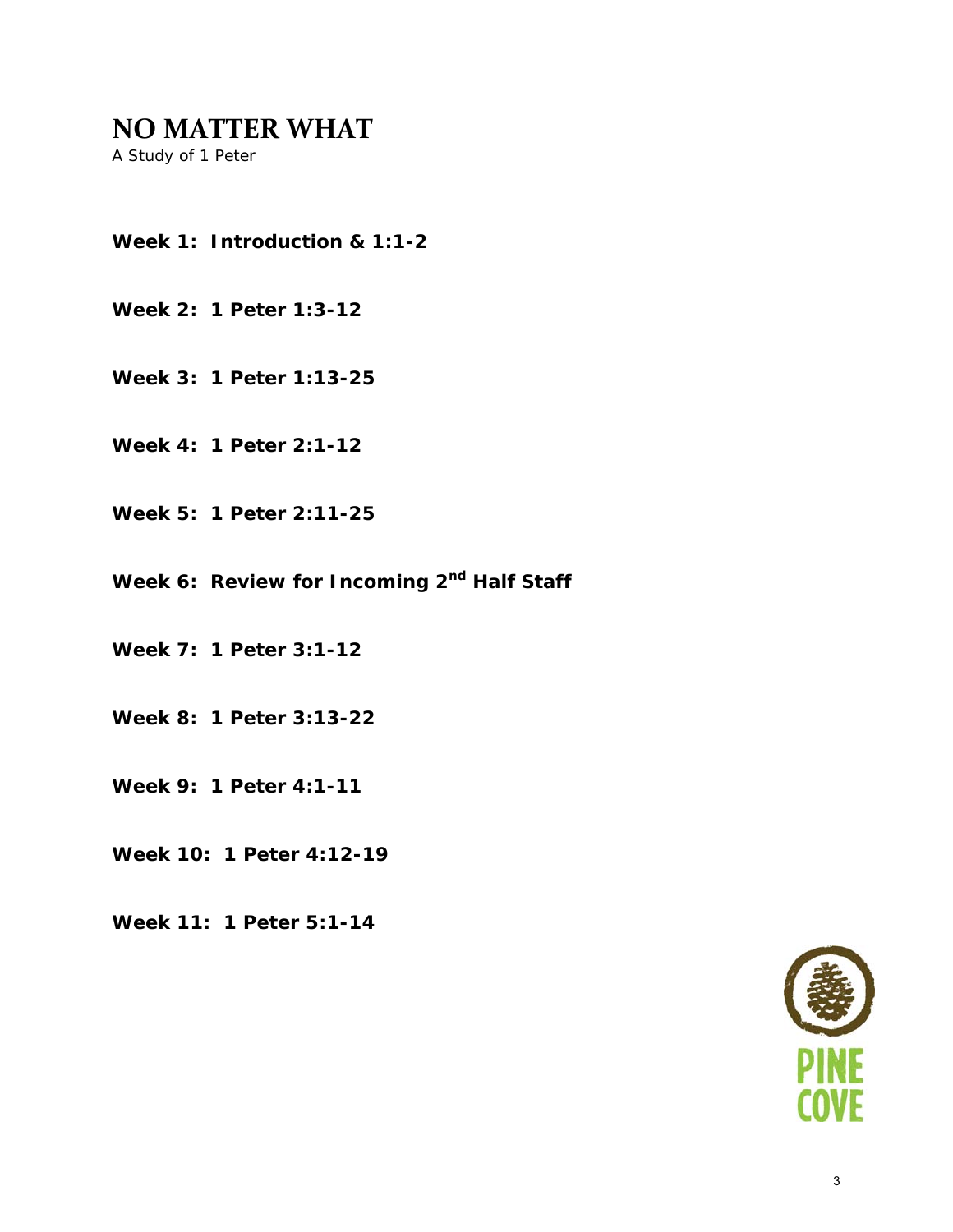# NO MATTER WHAT

*A Study of 1 Peter*

**Week 1: Introduction & 1:1-2**

**Week 2: 1 Peter 1:3-12**

**Week 3: 1 Peter 1:13-25**

**Week 4: 1 Peter 2:1-12**

**Week 5: 1 Peter 2:11-25**

**Week 6: Review for Incoming 2nd Half Staff**

**Week 7: 1 Peter 3:1-12**

**Week 8: 1 Peter 3:13-22**

**Week 9: 1 Peter 4:1-11**

**Week 10: 1 Peter 4:12-19**

**Week 11: 1 Peter 5:1-14**

PINE COVE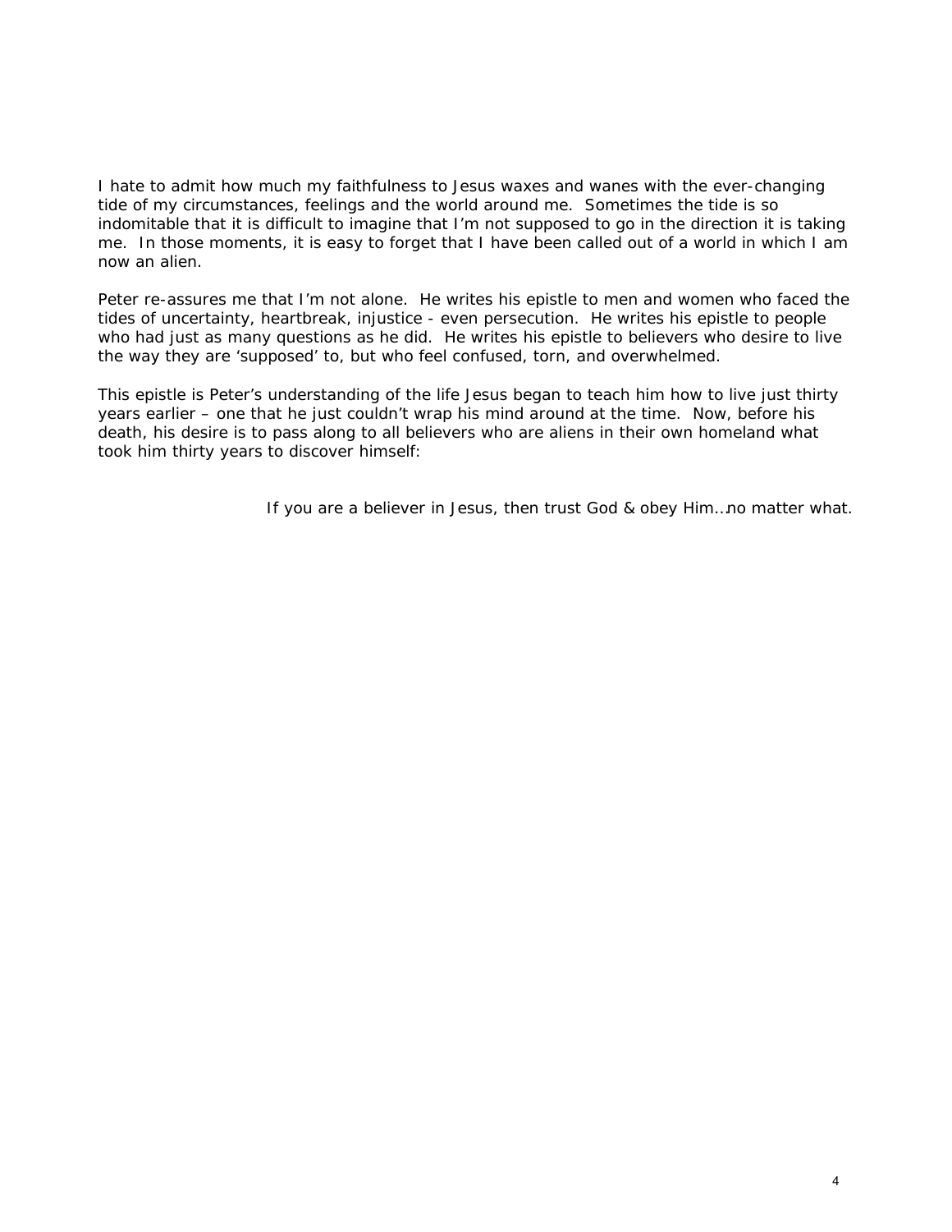I hate to admit how much my faithfulness to Jesus waxes and wanes with the ever-changing tide of my circumstances, feelings and the world around me. Sometimes the tide is so indomitable that it is difficult to imagine that I'm not supposed to go in the direction it is taking me. In those moments, it is easy to forget that I have been called out of a world in which I am now an alien.

Peter re-assures me that I'm not alone. He writes his epistle to men and women who faced the tides of uncertainty, heartbreak, injustice - even persecution. He writes his epistle to people who had just as many questions as he did. He writes his epistle to believers who desire to live the way they are 'supposed' to, but who feel confused, torn, and overwhelmed.

This epistle is Peter's understanding of the life Jesus began to teach him how to live just thirty years earlier – one that he just couldn't wrap his mind around at the time. Now, before his death, his desire is to pass along to all believers who are aliens in their own homeland what took him thirty years to discover himself:

If you are a believer in Jesus, then trust God & obey Him…no matter what.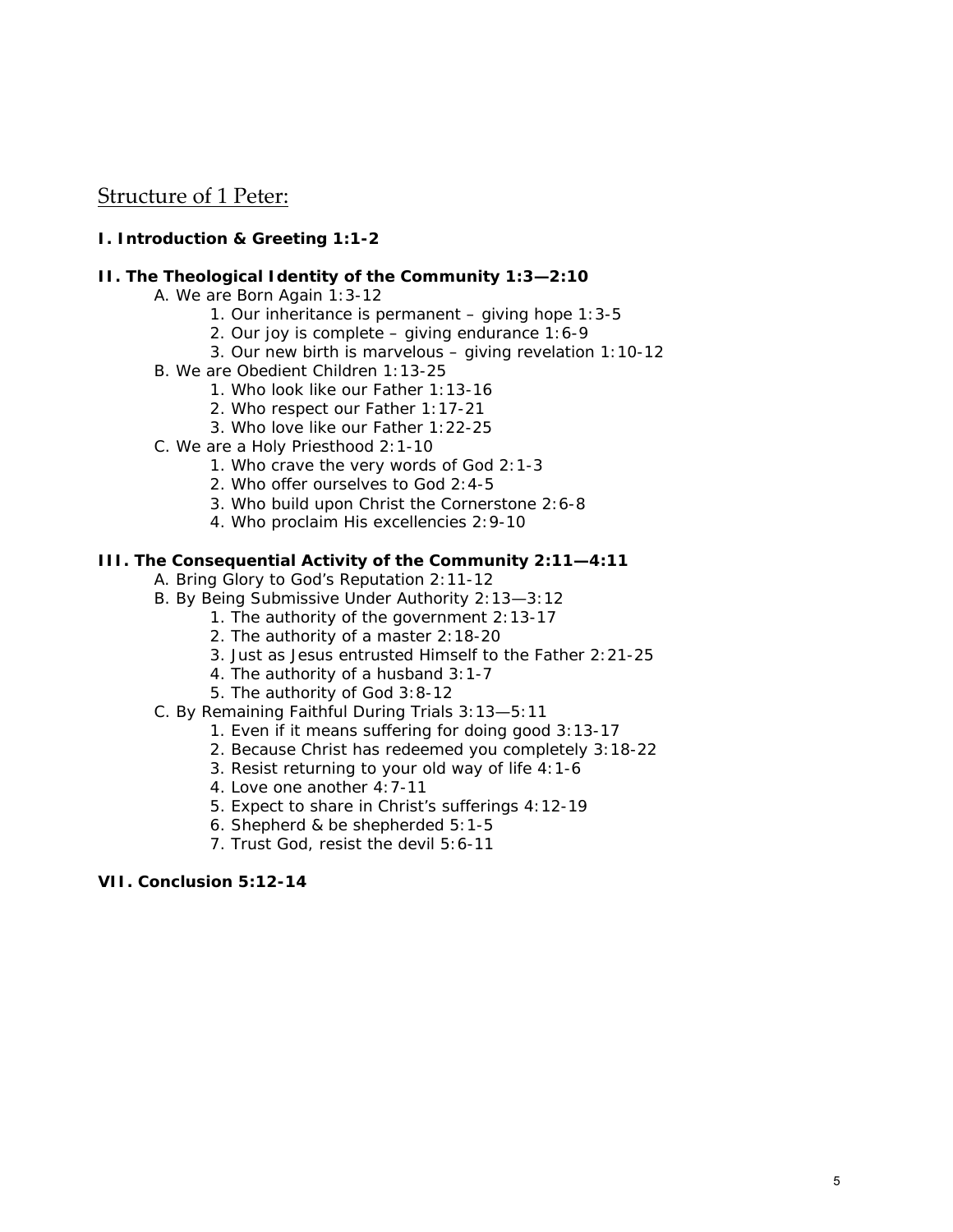## Structure of 1 Peter:

**I. Introduction & Greeting 1:1-2**

**II. The Theological Identity of the Community 1:3—2:10**

- A. We are Born Again 1:3-12
    1. Our inheritance is permanent – giving hope 1:3-5
    2. Our joy is complete – giving endurance 1:6-9
    3. Our new birth is marvelous – giving revelation 1:10-12
- B. We are Obedient Children 1:13-25
    1. Who look like our Father 1:13-16
    2. Who respect our Father 1:17-21
    3. Who love like our Father 1:22-25
- C. We are a Holy Priesthood 2:1-10
    1. Who crave the very words of God 2:1-3
    2. Who offer ourselves to God 2:4-5
    3. Who build upon Christ the Cornerstone 2:6-8
    4. Who proclaim His excellencies 2:9-10

**III. The Consequential Activity of the Community 2:11—4:11**

- A. Bring Glory to God's Reputation 2:11-12
- B. By Being Submissive Under Authority 2:13—3:12
    1. The authority of the government 2:13-17
    2. The authority of a master 2:18-20
    3. Just as Jesus entrusted Himself to the Father 2:21-25
    4. The authority of a husband 3:1-7
    5. The authority of God 3:8-12
- C. By Remaining Faithful During Trials 3:13—5:11
    1. Even if it means suffering for doing good 3:13-17
    2. Because Christ has redeemed you completely 3:18-22
    3. Resist returning to your old way of life 4:1-6
    4. Love one another 4:7-11
    5. Expect to share in Christ's sufferings 4:12-19
    6. Shepherd & be shepherded 5:1-5
    7. Trust God, resist the devil 5:6-11

**VII. Conclusion 5:12-14**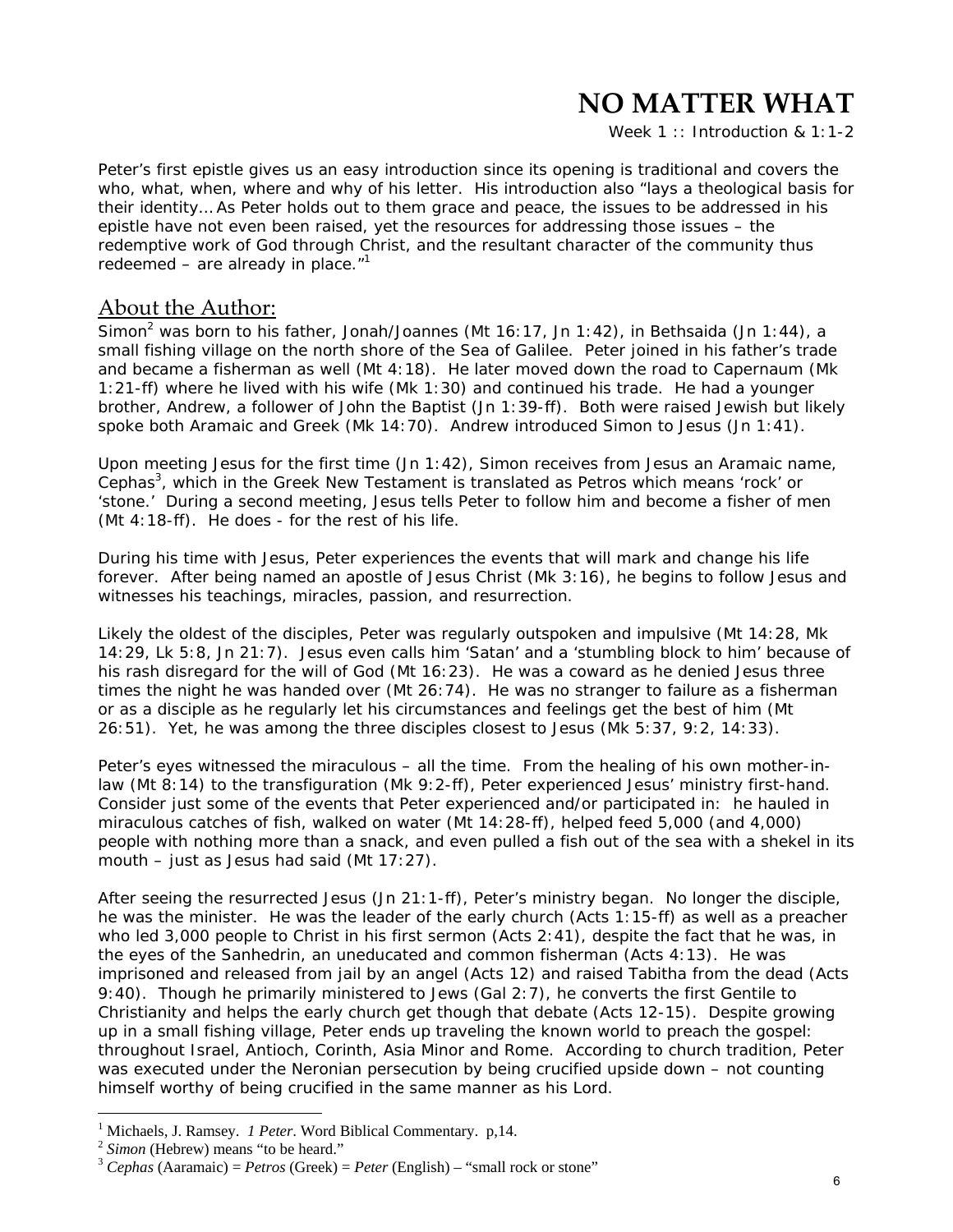# NO MATTER WHAT

Week 1 :: Introduction & 1:1-2

Peter's first epistle gives us an easy introduction since its opening is traditional and covers the who, what, when, where and why of his letter. His introduction also "lays a theological basis for their identity… As Peter holds out to them grace and peace, the issues to be addressed in his epistle have not even been raised, yet the resources for addressing those issues – the redemptive work of God through Christ, and the resultant character of the community thus redeemed – are already in place."[1]

## About the Author:

Simon[2] was born to his father, Jonah/Joannes (Mt 16:17, Jn 1:42), in Bethsaida (Jn 1:44), a small fishing village on the north shore of the Sea of Galilee. Peter joined in his father's trade and became a fisherman as well (Mt 4:18). He later moved down the road to Capernaum (Mk 1:21-ff) where he lived with his wife (Mk 1:30) and continued his trade. He had a younger brother, Andrew, a follower of John the Baptist (Jn 1:39-ff). Both were raised Jewish but likely spoke both Aramaic and Greek (Mk 14:70). Andrew introduced Simon to Jesus (Jn 1:41).

Upon meeting Jesus for the first time (Jn 1:42), Simon receives from Jesus an Aramaic name, Cephas[3], which in the Greek New Testament is translated as Petros which means 'rock' or 'stone.' During a second meeting, Jesus tells Peter to follow him and become a fisher of men (Mt 4:18-ff). He does - for the rest of his life.

During his time with Jesus, Peter experiences the events that will mark and change his life forever. After being named an apostle of Jesus Christ (Mk 3:16), he begins to follow Jesus and witnesses his teachings, miracles, passion, and resurrection.

Likely the oldest of the disciples, Peter was regularly outspoken and impulsive (Mt 14:28, Mk 14:29, Lk 5:8, Jn 21:7). Jesus even calls him 'Satan' and a 'stumbling block to him' because of his rash disregard for the will of God (Mt 16:23). He was a coward as he denied Jesus three times the night he was handed over (Mt 26:74). He was no stranger to failure as a fisherman or as a disciple as he regularly let his circumstances and feelings get the best of him (Mt 26:51). Yet, he was among the three disciples closest to Jesus (Mk 5:37, 9:2, 14:33).

Peter's eyes witnessed the miraculous – all the time. From the healing of his own mother-in-law (Mt 8:14) to the transfiguration (Mk 9:2-ff), Peter experienced Jesus' ministry first-hand. Consider just some of the events that Peter experienced and/or participated in: he hauled in miraculous catches of fish, walked on water (Mt 14:28-ff), helped feed 5,000 (and 4,000) people with nothing more than a snack, and even pulled a fish out of the sea with a shekel in its mouth – just as Jesus had said (Mt 17:27).

After seeing the resurrected Jesus (Jn 21:1-ff), Peter's ministry began. No longer the disciple, he was the minister. He was the leader of the early church (Acts 1:15-ff) as well as a preacher who led 3,000 people to Christ in his first sermon (Acts 2:41), despite the fact that he was, in the eyes of the Sanhedrin, an uneducated and common fisherman (Acts 4:13). He was imprisoned and released from jail by an angel (Acts 12) and raised Tabitha from the dead (Acts 9:40). Though he primarily ministered to Jews (Gal 2:7), he converts the first Gentile to Christianity and helps the early church get though that debate (Acts 12-15). Despite growing up in a small fishing village, Peter ends up traveling the known world to preach the gospel: throughout Israel, Antioch, Corinth, Asia Minor and Rome. According to church tradition, Peter was executed under the Neronian persecution by being crucified upside down – not counting himself worthy of being crucified in the same manner as his Lord.

---

[1] Michaels, J. Ramsey. *1 Peter*. Word Biblical Commentary. p,14.

[2] *Simon* (Hebrew) means "to be heard."

[3] *Cephas* (Aaramaic) = *Petros* (Greek) = *Peter* (English) – "small rock or stone"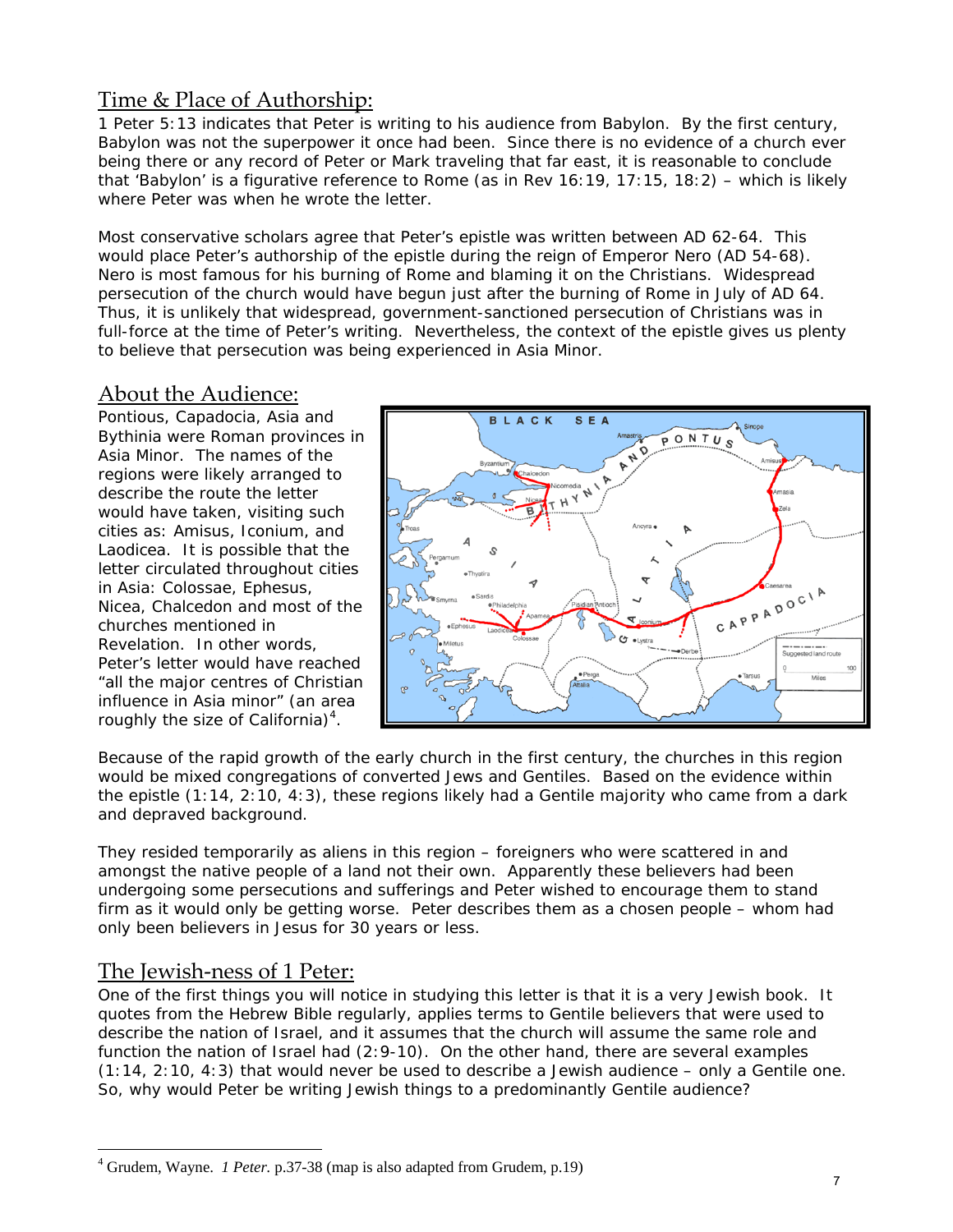## Time & Place of Authorship:

1 Peter 5:13 indicates that Peter is writing to his audience from Babylon. By the first century, Babylon was not the superpower it once had been. Since there is no evidence of a church ever being there or any record of Peter or Mark traveling that far east, it is reasonable to conclude that 'Babylon' is a figurative reference to Rome (as in Rev 16:19, 17:15, 18:2) – which is likely where Peter was when he wrote the letter.

Most conservative scholars agree that Peter's epistle was written between AD 62-64. This would place Peter's authorship of the epistle during the reign of Emperor Nero (AD 54-68). Nero is most famous for his burning of Rome and blaming it on the Christians. Widespread persecution of the church would have begun just after the burning of Rome in July of AD 64. Thus, it is unlikely that widespread, government-sanctioned persecution of Christians was in full-force at the time of Peter's writing. Nevertheless, the context of the epistle gives us plenty to believe that persecution was being experienced in Asia Minor.

## About the Audience:

Pontious, Capadocia, Asia and Bythinia were Roman provinces in Asia Minor. The names of the regions were likely arranged to describe the route the letter would have taken, visiting such cities as: Amisus, Iconium, and Laodicea. It is possible that the letter circulated throughout cities in Asia: Colossae, Ephesus, Nicea, Chalcedon and most of the churches mentioned in Revelation. In other words, Peter's letter would have reached "all the major centres of Christian influence in Asia minor" (an area roughly the size of California)[4].

Because of the rapid growth of the early church in the first century, the churches in this region would be mixed congregations of converted Jews and Gentiles. Based on the evidence within the epistle (1:14, 2:10, 4:3), these regions likely had a Gentile majority who came from a dark and depraved background.

They resided temporarily as aliens in this region – foreigners who were scattered in and amongst the native people of a land not their own. Apparently these believers had been undergoing some persecutions and sufferings and Peter wished to encourage them to stand firm as it would only be getting worse. Peter describes them as a chosen people – whom had only been believers in Jesus for 30 years or less.

## The Jewish-ness of 1 Peter:

One of the first things you will notice in studying this letter is that it is a very Jewish book. It quotes from the Hebrew Bible regularly, applies terms to Gentile believers that were used to describe the nation of Israel, and it assumes that the church will assume the same role and function the nation of Israel had (2:9-10). On the other hand, there are several examples (1:14, 2:10, 4:3) that would never be used to describe a Jewish audience – only a Gentile one. So, why would Peter be writing Jewish things to a predominantly Gentile audience?

---

[4] Grudem, Wayne. *1 Peter.* p.37-38 (map is also adapted from Grudem, p.19)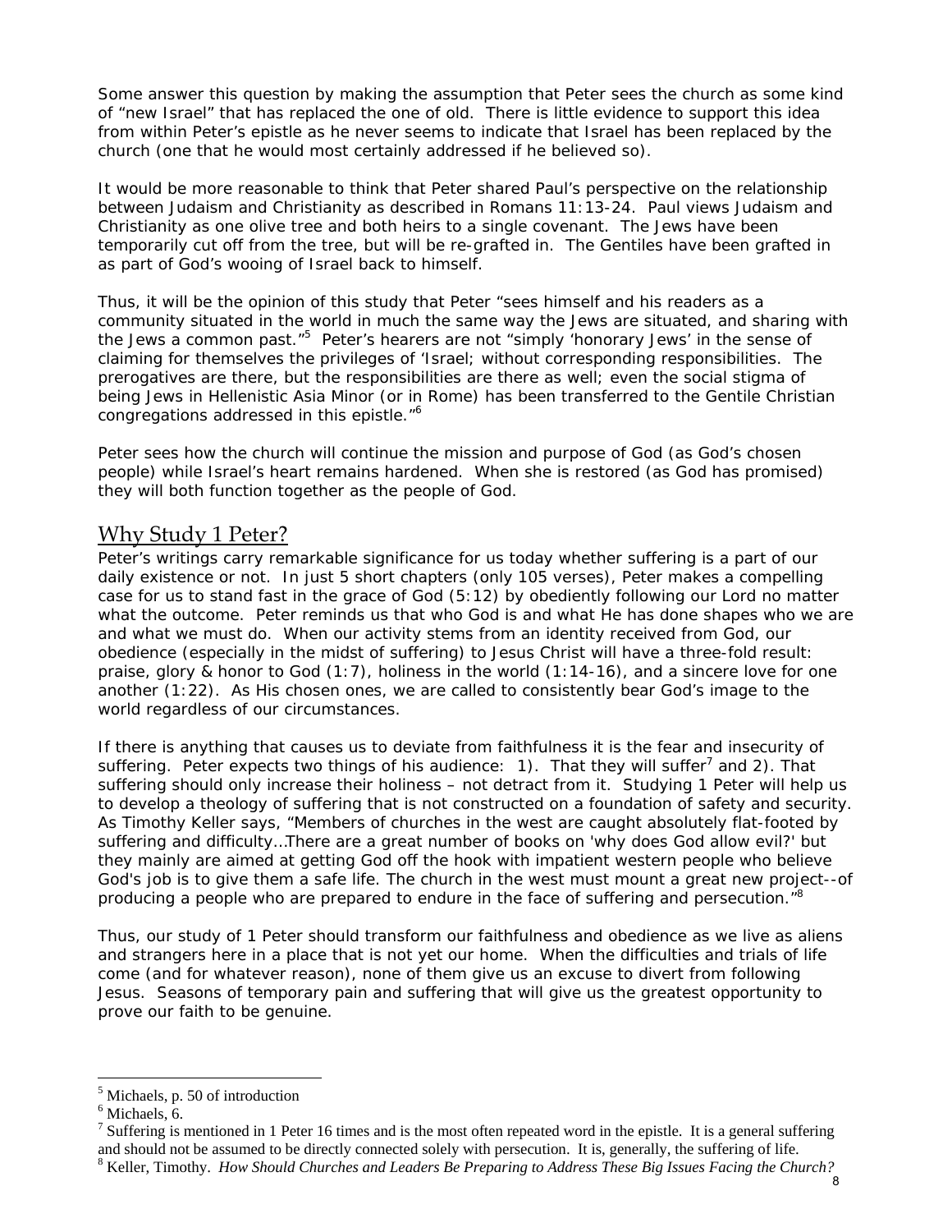Some answer this question by making the assumption that Peter sees the church as some kind of "new Israel" that has replaced the one of old. There is little evidence to support this idea from within Peter's epistle as he never seems to indicate that Israel has been replaced by the church (one that he would most certainly addressed if he believed so).

It would be more reasonable to think that Peter shared Paul's perspective on the relationship between Judaism and Christianity as described in Romans 11:13-24. Paul views Judaism and Christianity as one olive tree and both heirs to a single covenant. The Jews have been temporarily cut off from the tree, but will be re-grafted in. The Gentiles have been grafted in as part of God's wooing of Israel back to himself.

Thus, it will be the opinion of this study that Peter "sees himself and his readers as a community situated in the world in much the same way the Jews are situated, and sharing with the Jews a common past."[5] Peter's hearers are not "simply 'honorary Jews' in the sense of claiming for themselves the privileges of 'Israel; without corresponding responsibilities. The prerogatives are there, but the responsibilities are there as well; even the social stigma of being Jews in Hellenistic Asia Minor (or in Rome) has been transferred to the Gentile Christian congregations addressed in this epistle."[6]

Peter sees how the church will continue the mission and purpose of God (as God's chosen people) while Israel's heart remains hardened. When she is restored (as God has promised) they will both function together as the people of God.

## Why Study 1 Peter?

Peter's writings carry remarkable significance for us today whether suffering is a part of our daily existence or not. In just 5 short chapters (only 105 verses), Peter makes a compelling case for us to stand fast in the grace of God (5:12) by obediently following our Lord no matter what the outcome. Peter reminds us that who God is and what He has done shapes who we are and what we must do. When our activity stems from an identity received from God, our obedience (especially in the midst of suffering) to Jesus Christ will have a three-fold result: praise, glory & honor to God (1:7), holiness in the world (1:14-16), and a sincere love for one another (1:22). As His chosen ones, we are called to consistently bear God's image to the world regardless of our circumstances.

If there is anything that causes us to deviate from faithfulness it is the fear and insecurity of suffering. Peter expects two things of his audience: 1). That they will suffer[7] and 2). That suffering should only increase their holiness – not detract from it. Studying 1 Peter will help us to develop a theology of suffering that is not constructed on a foundation of safety and security. As Timothy Keller says, "Members of churches in the west are caught absolutely flat-footed by suffering and difficulty…There are a great number of books on 'why does God allow evil?' but they mainly are aimed at getting God off the hook with impatient western people who believe God's job is to give them a safe life. The church in the west must mount a great new project--of producing a people who are prepared to endure in the face of suffering and persecution."[8]

Thus, our study of 1 Peter should transform our faithfulness and obedience as we live as aliens and strangers here in a place that is not yet our home. When the difficulties and trials of life come (and for whatever reason), none of them give us an excuse to divert from following Jesus. Seasons of temporary pain and suffering that will give us the greatest opportunity to prove our faith to be genuine.

---

[5] Michaels, p. 50 of introduction

[6] Michaels, 6.

[7] Suffering is mentioned in 1 Peter 16 times and is the most often repeated word in the epistle. It is a general suffering and should not be assumed to be directly connected solely with persecution. It is, generally, the suffering of life.

[8] Keller, Timothy. *How Should Churches and Leaders Be Preparing to Address These Big Issues Facing the Church?*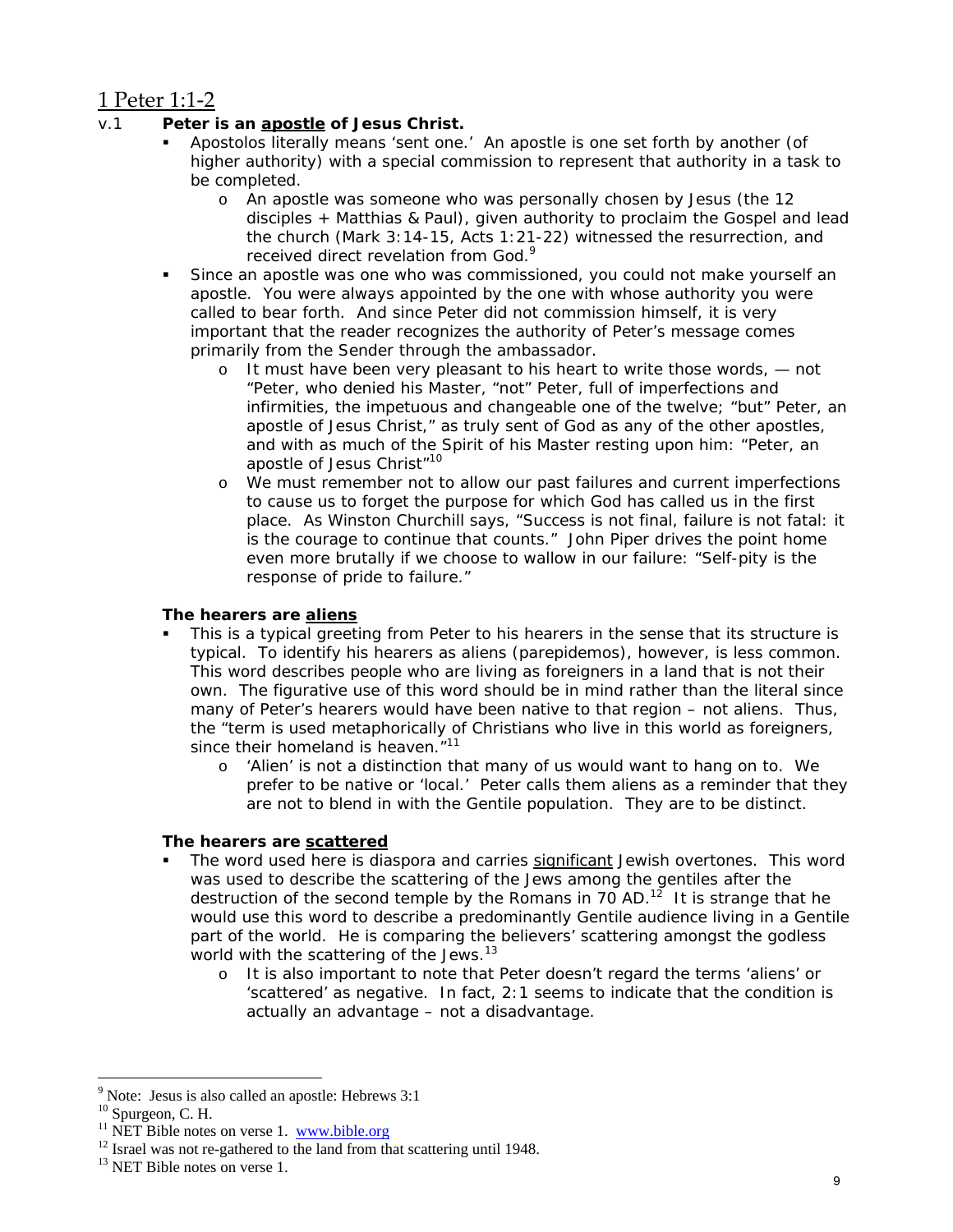# 1 Peter 1:1-2

v.1 **Peter is an <u>apostle</u> of Jesus Christ.**

- Apostolos literally means 'sent one.' An apostle is one set forth by another (of higher authority) with a special commission to represent that authority in a task to be completed.
    - An apostle was someone who was personally chosen by Jesus (the 12 disciples + Matthias & Paul), given authority to proclaim the Gospel and lead the church (Mark 3:14-15, Acts 1:21-22) witnessed the resurrection, and received direct revelation from God.[9]
- Since an apostle was one who was commissioned, you could not make yourself an apostle. You were always appointed by the one with whose authority you were called to bear forth. And since Peter did not commission himself, it is very important that the reader recognizes the authority of Peter's message comes primarily from the Sender through the ambassador.
    - It must have been very pleasant to his heart to write those words, — not "Peter, who denied his Master, "not" Peter, full of imperfections and infirmities, the impetuous and changeable one of the twelve; "but" Peter, an apostle of Jesus Christ," as truly sent of God as any of the other apostles, and with as much of the Spirit of his Master resting upon him: "Peter, an apostle of Jesus Christ"[10]
    - We must remember not to allow our past failures and current imperfections to cause us to forget the purpose for which God has called us in the first place. As Winston Churchill says, "Success is not final, failure is not fatal: it is the courage to continue that counts." John Piper drives the point home even more brutally if we choose to wallow in our failure: "Self-pity is the response of pride to failure."

**The hearers are <u>aliens</u>**

- This is a typical greeting from Peter to his hearers in the sense that its structure is typical. To identify his hearers as aliens (parepidemos), however, is less common. This word describes people who are living as foreigners in a land that is not their own. The figurative use of this word should be in mind rather than the literal since many of Peter's hearers would have been native to that region – not aliens. Thus, the "term is used metaphorically of Christians who live in this world as foreigners, since their homeland is heaven."[11]
    - 'Alien' is not a distinction that many of us would want to hang on to. We prefer to be native or 'local.' Peter calls them aliens as a reminder that they are not to blend in with the Gentile population. They are to be distinct.

**The hearers are <u>scattered</u>**

- The word used here is diaspora and carries <u>significant</u> Jewish overtones. This word was used to describe the scattering of the Jews among the gentiles after the destruction of the second temple by the Romans in 70 AD.[12] It is strange that he would use this word to describe a predominantly Gentile audience living in a Gentile part of the world. He is comparing the believers' scattering amongst the godless world with the scattering of the Jews.[13]
    - It is also important to note that Peter doesn't regard the terms 'aliens' or 'scattered' as negative. In fact, 2:1 seems to indicate that the condition is actually an advantage – not a disadvantage.

---

[9] Note: Jesus is also called an apostle: Hebrews 3:1

[10] Spurgeon, C. H.

[11] NET Bible notes on verse 1. www.bible.org

[12] Israel was not re-gathered to the land from that scattering until 1948.

[13] NET Bible notes on verse 1.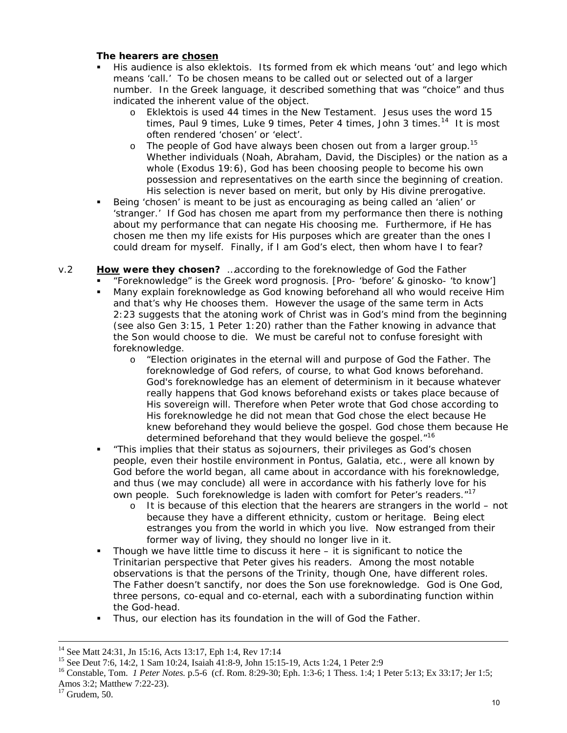**The hearers are <u>chosen</u>**

- His audience is also eklektois. Its formed from ek which means 'out' and lego which means 'call.' To be chosen means to be called out or selected out of a larger number. In the Greek language, it described something that was "choice" and thus indicated the inherent value of the object.
    - Eklektois is used 44 times in the New Testament. Jesus uses the word 15 times, Paul 9 times, Luke 9 times, Peter 4 times, John 3 times.[14] It is most often rendered 'chosen' or 'elect'.
    - The people of God have always been chosen out from a larger group.[15] Whether individuals (Noah, Abraham, David, the Disciples) or the nation as a whole (Exodus 19:6), God has been choosing people to become his own possession and representatives on the earth since the beginning of creation. His selection is never based on merit, but only by His divine prerogative.
- Being 'chosen' is meant to be just as encouraging as being called an 'alien' or 'stranger.' If God has chosen me apart from my performance then there is nothing about my performance that can negate His choosing me. Furthermore, if He has chosen me then my life exists for His purposes which are greater than the ones I could dream for myself. Finally, if I am God's elect, then whom have I to fear?

v.2 **<u>How</u> were they chosen?** *…according to the foreknowledge of God the Father*

- "Foreknowledge" is the Greek word prognosis. [Pro- 'before' & ginosko- 'to know']
- Many explain foreknowledge as God knowing beforehand all who would receive Him and that's why He chooses them. However the usage of the same term in Acts 2:23 suggests that the atoning work of Christ was in God's mind from the beginning (see also Gen 3:15, 1 Peter 1:20) rather than the Father knowing in advance that the Son would choose to die. We must be careful not to confuse foresight with foreknowledge.
    - "Election originates in the eternal will and purpose of God the Father. The foreknowledge of God refers, of course, to what God knows beforehand. God's foreknowledge has an element of determinism in it because whatever really happens that God knows beforehand exists or takes place because of His sovereign will. Therefore when Peter wrote that God chose according to His foreknowledge he did not mean that God chose the elect because He knew beforehand they would believe the gospel. God chose them because He determined beforehand that they would believe the gospel."[16]
- "This implies that their status as sojourners, their privileges as God's chosen people, even their hostile environment in Pontus, Galatia, etc., were all known by God before the world began, all came about in accordance with his foreknowledge, and thus (we may conclude) all were in accordance with his fatherly love for his own people. Such foreknowledge is laden with comfort for Peter's readers."[17]
    - It is because of this election that the hearers are strangers in the world – not because they have a different ethnicity, custom or heritage. Being elect estranges you from the world in which you live. Now estranged from their former way of living, they should no longer live in it.
- Though we have little time to discuss it here – it is significant to notice the Trinitarian perspective that Peter gives his readers. Among the most notable observations is that the persons of the Trinity, though One, have different roles. The Father doesn't sanctify, nor does the Son use foreknowledge. God is One God, three persons, co-equal and co-eternal, each with a subordinating function within the God-head.
- Thus, our election has its foundation in the will of God the Father.

---

[14] See Matt 24:31, Jn 15:16, Acts 13:17, Eph 1:4, Rev 17:14

[15] See Deut 7:6, 14:2, 1 Sam 10:24, Isaiah 41:8-9, John 15:15-19, Acts 1:24, 1 Peter 2:9

[16] Constable, Tom. *1 Peter Notes.* p.5-6 (cf. Rom. 8:29-30; Eph. 1:3-6; 1 Thess. 1:4; 1 Peter 5:13; Ex 33:17; Jer 1:5; Amos 3:2; Matthew 7:22-23).

[17] Grudem, 50.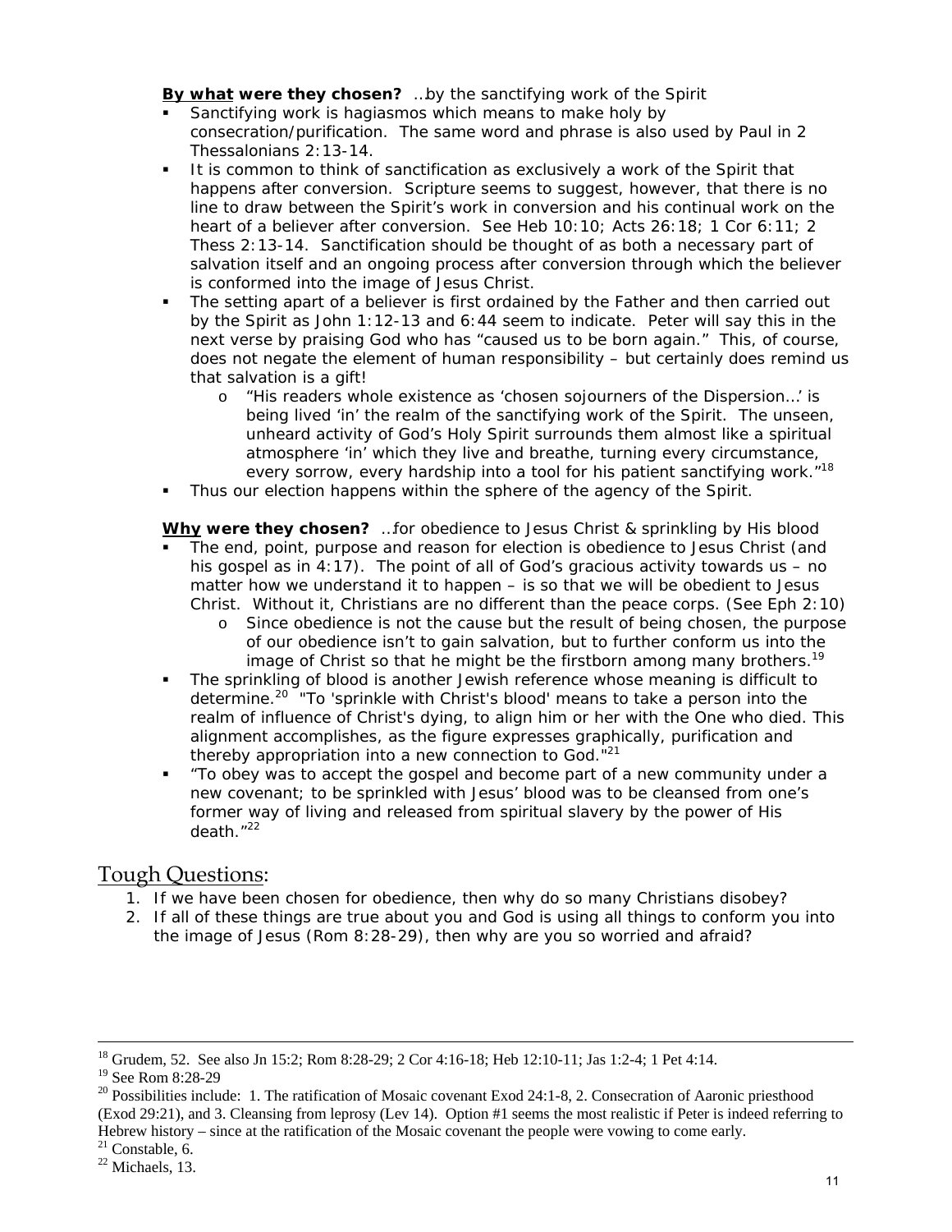**<u>By what</u> were they chosen?** …by the sanctifying work of the Spirit

- Sanctifying work is hagiasmos which means to make holy by consecration/purification. The same word and phrase is also used by Paul in 2 Thessalonians 2:13-14.
- It is common to think of sanctification as exclusively a work of the Spirit that happens after conversion. Scripture seems to suggest, however, that there is no line to draw between the Spirit's work in conversion and his continual work on the heart of a believer after conversion. See Heb 10:10; Acts 26:18; 1 Cor 6:11; 2 Thess 2:13-14. Sanctification should be thought of as both a necessary part of salvation itself and an ongoing process after conversion through which the believer is conformed into the image of Jesus Christ.
- The setting apart of a believer is first ordained by the Father and then carried out by the Spirit as John 1:12-13 and 6:44 seem to indicate. Peter will say this in the next verse by praising God who has "caused us to be born again." This, of course, does not negate the element of human responsibility – but certainly does remind us that salvation is a gift!
    - "His readers whole existence as 'chosen sojourners of the Dispersion…' is being lived 'in' the realm of the sanctifying work of the Spirit. The unseen, unheard activity of God's Holy Spirit surrounds them almost like a spiritual atmosphere 'in' which they live and breathe, turning every circumstance, every sorrow, every hardship into a tool for his patient sanctifying work."[18]
- Thus our election happens within the sphere of the agency of the Spirit.

**<u>Why</u> were they chosen?** …for obedience to Jesus Christ & sprinkling by His blood

- The end, point, purpose and reason for election is obedience to Jesus Christ (and his gospel as in 4:17). The point of all of God's gracious activity towards us – no matter how we understand it to happen – is so that we will be obedient to Jesus Christ. Without it, Christians are no different than the peace corps. (See Eph 2:10)
    - Since obedience is not the cause but the result of being chosen, the purpose of our obedience isn't to gain salvation, but to further conform us into the image of Christ so that he might be the firstborn among many brothers.[19]
- The sprinkling of blood is another Jewish reference whose meaning is difficult to determine.[20] "To 'sprinkle with Christ's blood' means to take a person into the realm of influence of Christ's dying, to align him or her with the One who died. This alignment accomplishes, as the figure expresses graphically, purification and thereby appropriation into a new connection to God."[21]
- "To obey was to accept the gospel and become part of a new community under a new covenant; to be sprinkled with Jesus' blood was to be cleansed from one's former way of living and released from spiritual slavery by the power of His death."[22]

## <u>Tough Questions</u>:

1. If we have been chosen for obedience, then why do so many Christians disobey?
2. If all of these things are true about you and God is using all things to conform you into the image of Jesus (Rom 8:28-29), then why are you so worried and afraid?

---

[18] Grudem, 52. See also Jn 15:2; Rom 8:28-29; 2 Cor 4:16-18; Heb 12:10-11; Jas 1:2-4; 1 Pet 4:14.

[19] See Rom 8:28-29

[20] Possibilities include: 1. The ratification of Mosaic covenant Exod 24:1-8, 2. Consecration of Aaronic priesthood (Exod 29:21), and 3. Cleansing from leprosy (Lev 14). Option #1 seems the most realistic if Peter is indeed referring to Hebrew history – since at the ratification of the Mosaic covenant the people were vowing to come early.

[21] Constable, 6.

[22] Michaels, 13.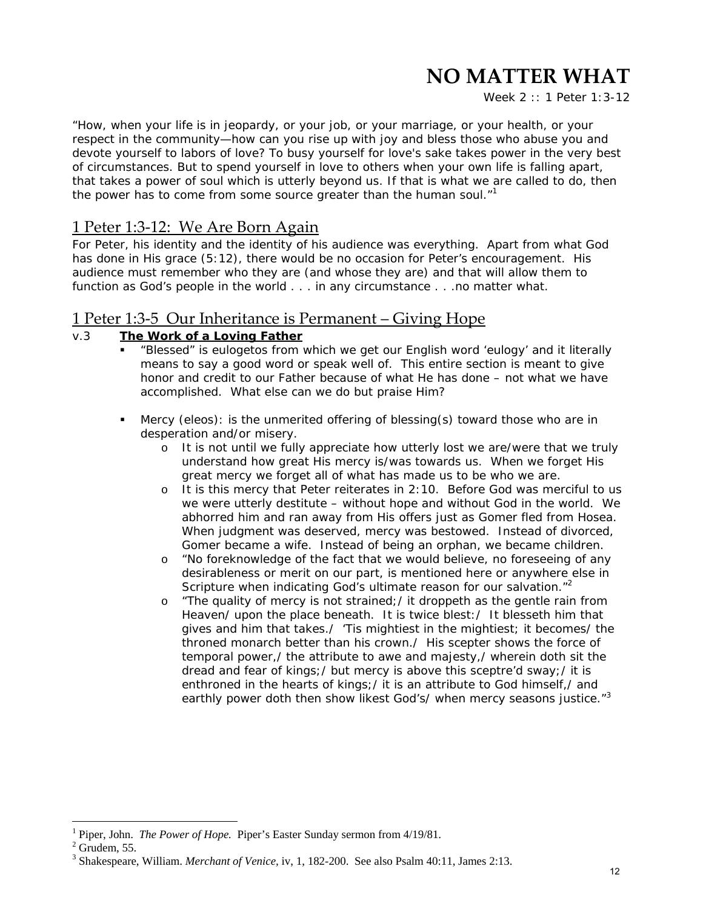# NO MATTER WHAT

Week 2 :: 1 Peter 1:3-12

"How, when your life is in jeopardy, or your job, or your marriage, or your health, or your respect in the community—how can you rise up with joy and bless those who abuse you and devote yourself to labors of love? To busy yourself for love's sake takes power in the very best of circumstances. But to spend yourself in love to others when your own life is falling apart, that takes a power of soul which is utterly beyond us. If that is what we are called to do, then the power has to come from some source greater than the human soul."[1]

## 1 Peter 1:3-12: We Are Born Again

For Peter, his identity and the identity of his audience was everything. Apart from what God has done in His grace (5:12), there would be no occasion for Peter's encouragement. His audience must remember who they are (and whose they are) and that will allow them to function as God's people in the world . . . in any circumstance . . .no matter what.

## 1 Peter 1:3-5 Our Inheritance is Permanent – Giving Hope

v.3 **The Work of a Loving Father**

- "Blessed" is eulogetos from which we get our English word 'eulogy' and it literally means to say a good word or speak well of. This entire section is meant to give honor and credit to our Father because of what He has done – not what we have accomplished. What else can we do but praise Him?

- Mercy (eleos): is the unmerited offering of blessing(s) toward those who are in desperation and/or misery.
  - It is not until we fully appreciate how utterly lost we are/were that we truly understand how great His mercy is/was towards us. When we forget His great mercy we forget all of what has made us to be who we are.
  - It is this mercy that Peter reiterates in 2:10. Before God was merciful to us we were utterly destitute – without hope and without God in the world. We abhorred him and ran away from His offers just as Gomer fled from Hosea. When judgment was deserved, mercy was bestowed. Instead of divorced, Gomer became a wife. Instead of being an orphan, we became children.
  - "No foreknowledge of the fact that we would believe, no foreseeing of any desirableness or merit on our part, is mentioned here or anywhere else in Scripture when indicating God's ultimate reason for our salvation."[2]
  - "The quality of mercy is not strained;/ it droppeth as the gentle rain from Heaven/ upon the place beneath. It is twice blest:/ It blesseth him that gives and him that takes./ 'Tis mightiest in the mightiest; it becomes/ the throned monarch better than his crown./ His scepter shows the force of temporal power,/ the attribute to awe and majesty,/ wherein doth sit the dread and fear of kings;/ but mercy is above this sceptre'd sway;/ it is enthroned in the hearts of kings;/ it is an attribute to God himself,/ and earthly power doth then show likest God's/ when mercy seasons justice."[3]

---

[1] Piper, John. *The Power of Hope.* Piper's Easter Sunday sermon from 4/19/81.

[2] Grudem, 55.

[3] Shakespeare, William. *Merchant of Venice,* iv, 1, 182-200. See also Psalm 40:11, James 2:13.